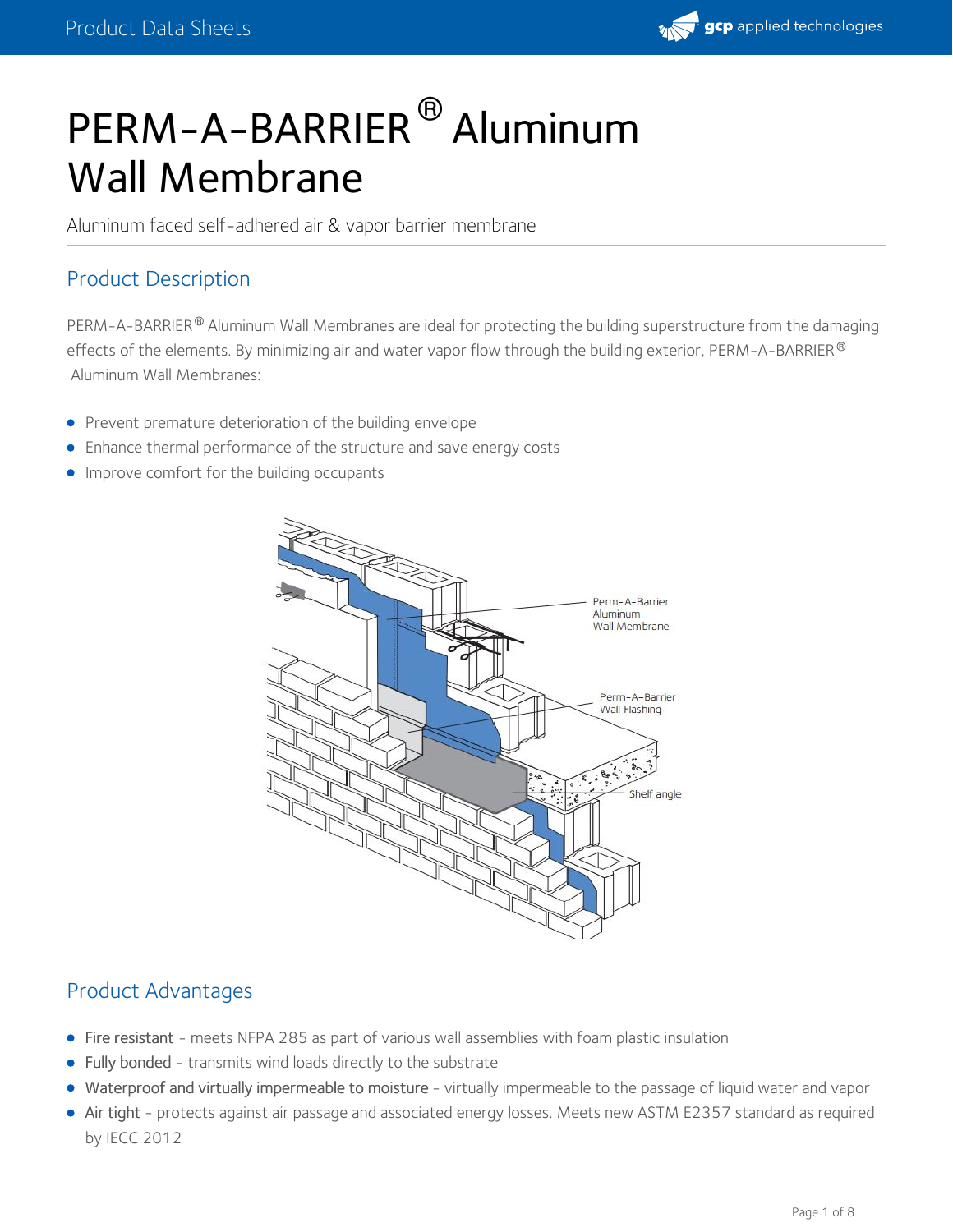# PERM-A-BARRIER® Aluminum Wall Membrane

Aluminum faced self-adhered air & vapor barrier membrane

## Product Description

PERM-A-BARRIER® Aluminum Wall Membranes are ideal for protecting the building superstructure from the damaging effects of the elements. By minimizing air and water vapor flow through the building exterior, PERM-A-BARRIER® Aluminum Wall Membranes:

- Prevent premature deterioration of the building envelope
- Enhance thermal performance of the structure and save energy costs
- Improve comfort for the building occupants

Perm-A-Barrier Aluminum Wall Membrane

Perm-A-Barrier Wall Flashing

Shelf angle

## Product Advantages

- **Fire resistant** - meets NFPA 285 as part of various wall assemblies with foam plastic insulation
- **Fully bonded** - transmits wind loads directly to the substrate
- **Waterproof and virtually impermeable to moisture** - virtually impermeable to the passage of liquid water and vapor
- **Air tight** - protects against air passage and associated energy losses. Meets new ASTM E2357 standard as required by IECC 2012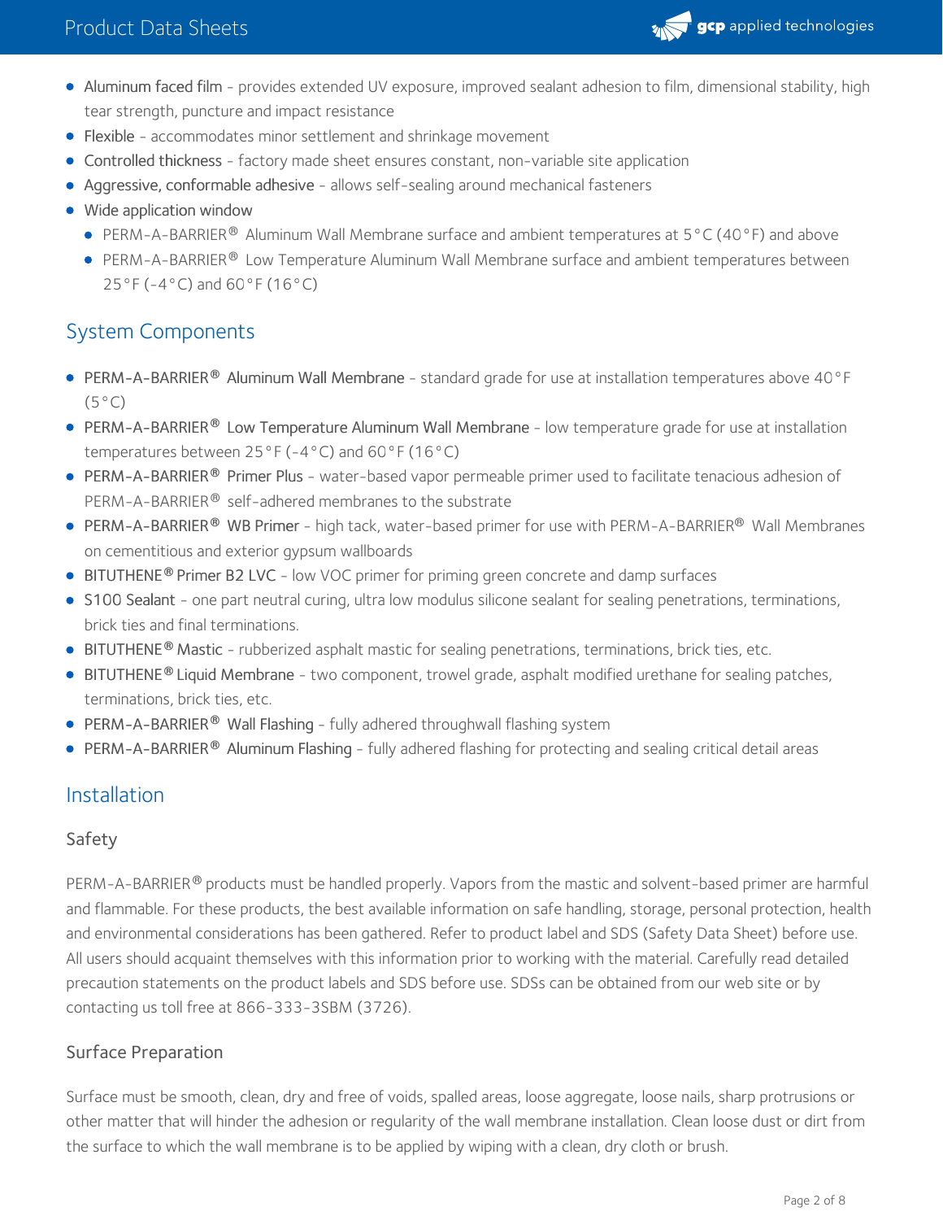- Aluminum faced film - provides extended UV exposure, improved sealant adhesion to film, dimensional stability, high tear strength, puncture and impact resistance
- Flexible - accommodates minor settlement and shrinkage movement
- Controlled thickness - factory made sheet ensures constant, non-variable site application
- Aggressive, conformable adhesive - allows self-sealing around mechanical fasteners
- Wide application window
  - PERM-A-BARRIER® Aluminum Wall Membrane surface and ambient temperatures at 5°C (40°F) and above
  - PERM-A-BARRIER® Low Temperature Aluminum Wall Membrane surface and ambient temperatures between 25°F (-4°C) and 60°F (16°C)

## System Components

- PERM-A-BARRIER® Aluminum Wall Membrane - standard grade for use at installation temperatures above 40°F (5°C)
- PERM-A-BARRIER® Low Temperature Aluminum Wall Membrane - low temperature grade for use at installation temperatures between 25°F (-4°C) and 60°F (16°C)
- PERM-A-BARRIER® Primer Plus - water-based vapor permeable primer used to facilitate tenacious adhesion of PERM-A-BARRIER® self-adhered membranes to the substrate
- PERM-A-BARRIER® WB Primer - high tack, water-based primer for use with PERM-A-BARRIER® Wall Membranes on cementitious and exterior gypsum wallboards
- BITUTHENE® Primer B2 LVC - low VOC primer for priming green concrete and damp surfaces
- S100 Sealant - one part neutral curing, ultra low modulus silicone sealant for sealing penetrations, terminations, brick ties and final terminations.
- BITUTHENE® Mastic - rubberized asphalt mastic for sealing penetrations, terminations, brick ties, etc.
- BITUTHENE® Liquid Membrane - two component, trowel grade, asphalt modified urethane for sealing patches, terminations, brick ties, etc.
- PERM-A-BARRIER® Wall Flashing - fully adhered throughwall flashing system
- PERM-A-BARRIER® Aluminum Flashing - fully adhered flashing for protecting and sealing critical detail areas

## Installation

### Safety

PERM-A-BARRIER® products must be handled properly. Vapors from the mastic and solvent-based primer are harmful and flammable. For these products, the best available information on safe handling, storage, personal protection, health and environmental considerations has been gathered. Refer to product label and SDS (Safety Data Sheet) before use. All users should acquaint themselves with this information prior to working with the material. Carefully read detailed precaution statements on the product labels and SDS before use. SDSs can be obtained from our web site or by contacting us toll free at 866-333-3SBM (3726).

### Surface Preparation

Surface must be smooth, clean, dry and free of voids, spalled areas, loose aggregate, loose nails, sharp protrusions or other matter that will hinder the adhesion or regularity of the wall membrane installation. Clean loose dust or dirt from the surface to which the wall membrane is to be applied by wiping with a clean, dry cloth or brush.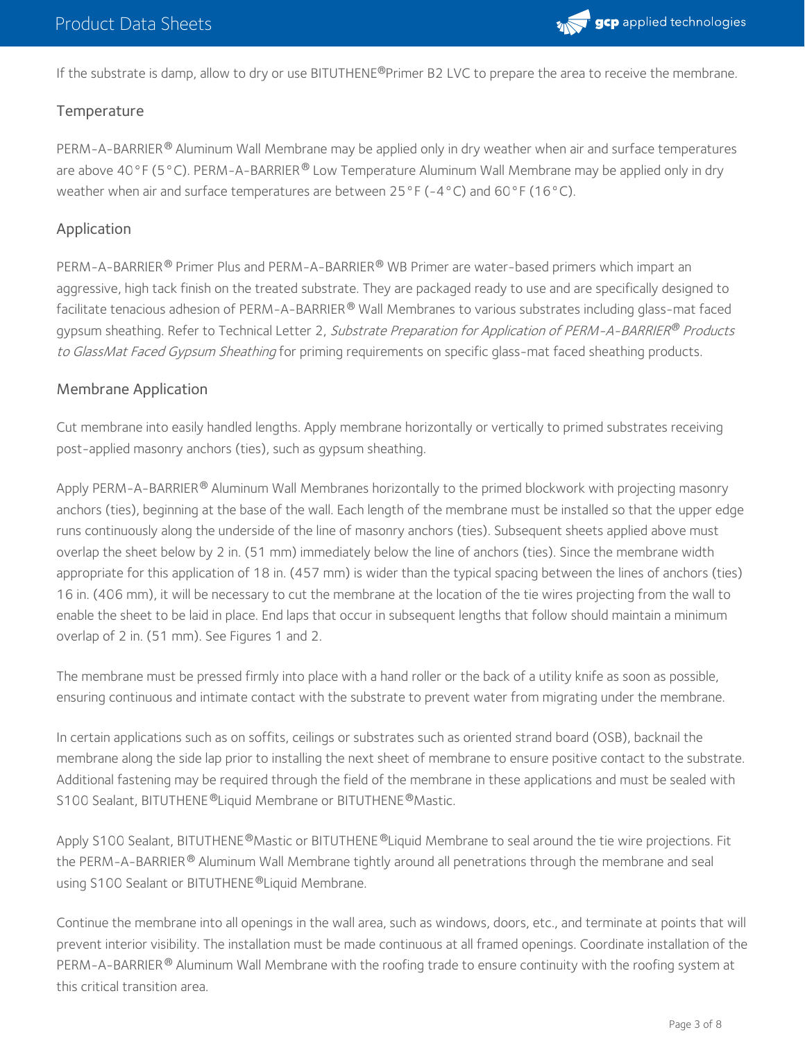If the substrate is damp, allow to dry or use BITUTHENE®Primer B2 LVC to prepare the area to receive the membrane.

## Temperature

PERM-A-BARRIER® Aluminum Wall Membrane may be applied only in dry weather when air and surface temperatures are above 40°F (5°C). PERM-A-BARRIER® Low Temperature Aluminum Wall Membrane may be applied only in dry weather when air and surface temperatures are between 25°F (-4°C) and 60°F (16°C).

## Application

PERM-A-BARRIER® Primer Plus and PERM-A-BARRIER® WB Primer are water-based primers which impart an aggressive, high tack finish on the treated substrate. They are packaged ready to use and are specifically designed to facilitate tenacious adhesion of PERM-A-BARRIER® Wall Membranes to various substrates including glass-mat faced gypsum sheathing. Refer to Technical Letter 2, *Substrate Preparation for Application of PERM-A-BARRIER® Products to GlassMat Faced Gypsum Sheathing* for priming requirements on specific glass-mat faced sheathing products.

## Membrane Application

Cut membrane into easily handled lengths. Apply membrane horizontally or vertically to primed substrates receiving post-applied masonry anchors (ties), such as gypsum sheathing.

Apply PERM-A-BARRIER® Aluminum Wall Membranes horizontally to the primed blockwork with projecting masonry anchors (ties), beginning at the base of the wall. Each length of the membrane must be installed so that the upper edge runs continuously along the underside of the line of masonry anchors (ties). Subsequent sheets applied above must overlap the sheet below by 2 in. (51 mm) immediately below the line of anchors (ties). Since the membrane width appropriate for this application of 18 in. (457 mm) is wider than the typical spacing between the lines of anchors (ties) 16 in. (406 mm), it will be necessary to cut the membrane at the location of the tie wires projecting from the wall to enable the sheet to be laid in place. End laps that occur in subsequent lengths that follow should maintain a minimum overlap of 2 in. (51 mm). See Figures 1 and 2.

The membrane must be pressed firmly into place with a hand roller or the back of a utility knife as soon as possible, ensuring continuous and intimate contact with the substrate to prevent water from migrating under the membrane.

In certain applications such as on soffits, ceilings or substrates such as oriented strand board (OSB), backnail the membrane along the side lap prior to installing the next sheet of membrane to ensure positive contact to the substrate. Additional fastening may be required through the field of the membrane in these applications and must be sealed with S100 Sealant, BITUTHENE®Liquid Membrane or BITUTHENE®Mastic.

Apply S100 Sealant, BITUTHENE®Mastic or BITUTHENE®Liquid Membrane to seal around the tie wire projections. Fit the PERM-A-BARRIER® Aluminum Wall Membrane tightly around all penetrations through the membrane and seal using S100 Sealant or BITUTHENE®Liquid Membrane.

Continue the membrane into all openings in the wall area, such as windows, doors, etc., and terminate at points that will prevent interior visibility. The installation must be made continuous at all framed openings. Coordinate installation of the PERM-A-BARRIER® Aluminum Wall Membrane with the roofing trade to ensure continuity with the roofing system at this critical transition area.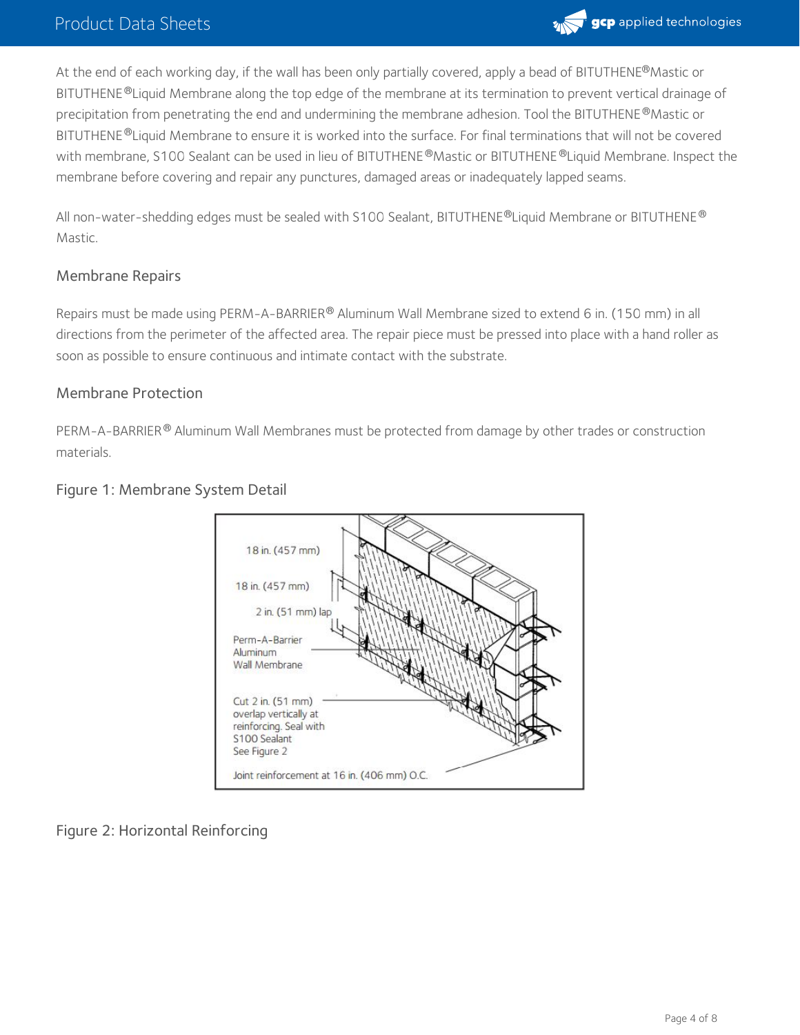At the end of each working day, if the wall has been only partially covered, apply a bead of BITUTHENE®Mastic or BITUTHENE®Liquid Membrane along the top edge of the membrane at its termination to prevent vertical drainage of precipitation from penetrating the end and undermining the membrane adhesion. Tool the BITUTHENE®Mastic or BITUTHENE®Liquid Membrane to ensure it is worked into the surface. For final terminations that will not be covered with membrane, S100 Sealant can be used in lieu of BITUTHENE®Mastic or BITUTHENE®Liquid Membrane. Inspect the membrane before covering and repair any punctures, damaged areas or inadequately lapped seams.

All non-water-shedding edges must be sealed with S100 Sealant, BITUTHENE®Liquid Membrane or BITUTHENE® Mastic.

### Membrane Repairs

Repairs must be made using PERM-A-BARRIER® Aluminum Wall Membrane sized to extend 6 in. (150 mm) in all directions from the perimeter of the affected area. The repair piece must be pressed into place with a hand roller as soon as possible to ensure continuous and intimate contact with the substrate.

### Membrane Protection

PERM-A-BARRIER® Aluminum Wall Membranes must be protected from damage by other trades or construction materials.

### Figure 1: Membrane System Detail

18 in. (457 mm)

18 in. (457 mm)

2 in. (51 mm) lap

Perm-A-Barrier Aluminum Wall Membrane

Cut 2 in. (51 mm) overlap vertically at reinforcing. Seal with S100 Sealant See Figure 2

Joint reinforcement at 16 in. (406 mm) O.C.

### Figure 2: Horizontal Reinforcing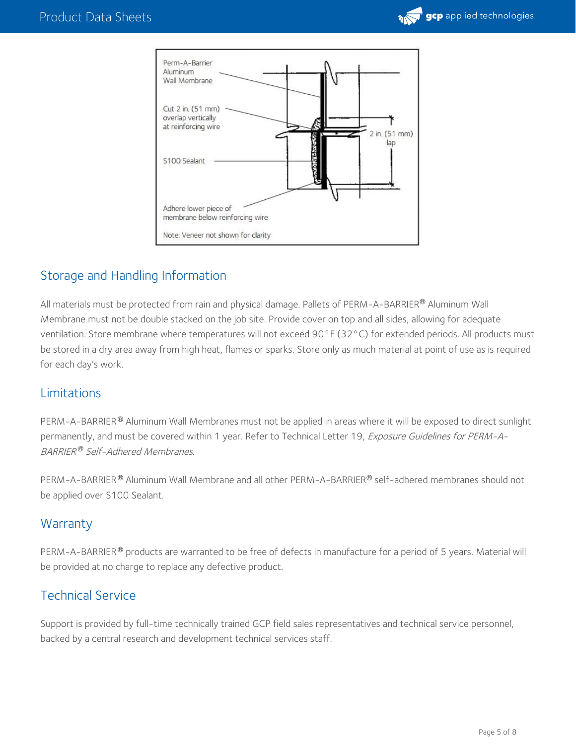Perm-A-Barrier Aluminum Wall Membrane

Cut 2 in. (51 mm) overlap vertically at reinforcing wire

2 in. (51 mm) lap

S100 Sealant

Adhere lower piece of membrane below reinforcing wire

Note: Veneer not shown for clarity

## Storage and Handling Information

All materials must be protected from rain and physical damage. Pallets of PERM-A-BARRIER® Aluminum Wall Membrane must not be double stacked on the job site. Provide cover on top and all sides, allowing for adequate ventilation. Store membrane where temperatures will not exceed 90°F (32°C) for extended periods. All products must be stored in a dry area away from high heat, flames or sparks. Store only as much material at point of use as is required for each day's work.

## Limitations

PERM-A-BARRIER® Aluminum Wall Membranes must not be applied in areas where it will be exposed to direct sunlight permanently, and must be covered within 1 year. Refer to Technical Letter 19, *Exposure Guidelines for PERM-A-BARRIER® Self-Adhered Membranes*.

PERM-A-BARRIER® Aluminum Wall Membrane and all other PERM-A-BARRIER® self-adhered membranes should not be applied over S100 Sealant.

## Warranty

PERM-A-BARRIER® products are warranted to be free of defects in manufacture for a period of 5 years. Material will be provided at no charge to replace any defective product.

## Technical Service

Support is provided by full-time technically trained GCP field sales representatives and technical service personnel, backed by a central research and development technical services staff.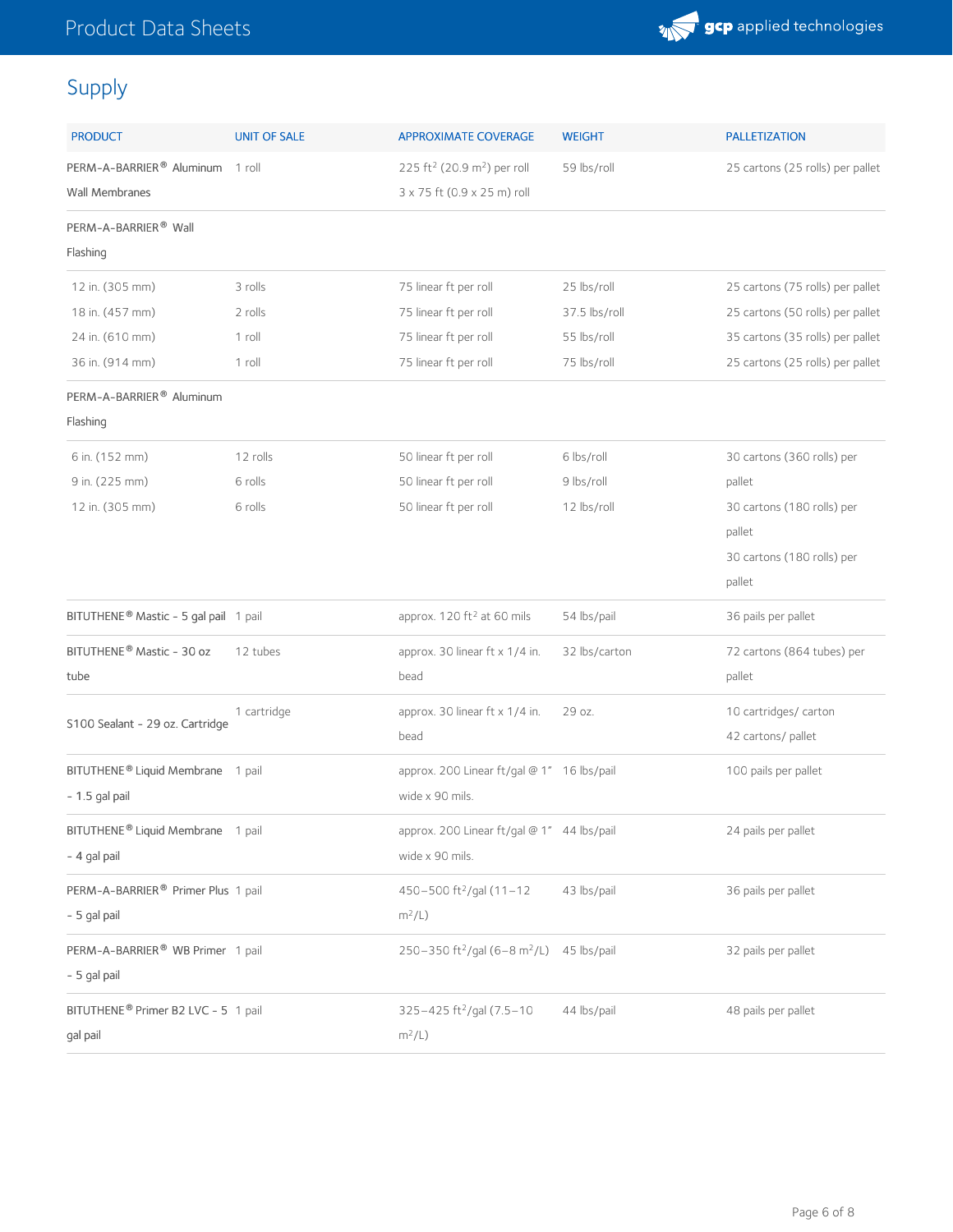## Supply

| PRODUCT | UNIT OF SALE | APPROXIMATE COVERAGE | WEIGHT | PALLETIZATION |
|---|---|---|---|---|
| PERM-A-BARRIER® Aluminum Wall Membranes | 1 roll | 225 ft$^2$ (20.9 m$^2$) per roll 3 x 75 ft (0.9 x 25 m) roll | 59 lbs/roll | 25 cartons (25 rolls) per pallet |
| PERM-A-BARRIER® Wall Flashing | | | | |
| 12 in. (305 mm) | 3 rolls | 75 linear ft per roll | 25 lbs/roll | 25 cartons (75 rolls) per pallet |
| 18 in. (457 mm) | 2 rolls | 75 linear ft per roll | 37.5 lbs/roll | 25 cartons (50 rolls) per pallet |
| 24 in. (610 mm) | 1 roll | 75 linear ft per roll | 55 lbs/roll | 35 cartons (35 rolls) per pallet |
| 36 in. (914 mm) | 1 roll | 75 linear ft per roll | 75 lbs/roll | 25 cartons (25 rolls) per pallet |
| PERM-A-BARRIER® Aluminum Flashing | | | | |
| 6 in. (152 mm) | 12 rolls | 50 linear ft per roll | 6 lbs/roll | 30 cartons (360 rolls) per pallet |
| 9 in. (225 mm) | 6 rolls | 50 linear ft per roll | 9 lbs/roll | 30 cartons (180 rolls) per pallet |
| 12 in. (305 mm) | 6 rolls | 50 linear ft per roll | 12 lbs/roll | 30 cartons (180 rolls) per pallet |
| BITUTHENE® Mastic - 5 gal pail | 1 pail | approx. 120 ft$^2$ at 60 mils | 54 lbs/pail | 36 pails per pallet |
| BITUTHENE® Mastic - 30 oz tube | 12 tubes | approx. 30 linear ft x 1/4 in. bead | 32 lbs/carton | 72 cartons (864 tubes) per pallet |
| S100 Sealant - 29 oz. Cartridge | 1 cartridge | approx. 30 linear ft x 1/4 in. bead | 29 oz. | 10 cartridges/ carton 42 cartons/ pallet |
| BITUTHENE® Liquid Membrane - 1.5 gal pail | 1 pail | approx. 200 Linear ft/gal @ 1" wide x 90 mils. | 16 lbs/pail | 100 pails per pallet |
| BITUTHENE® Liquid Membrane - 4 gal pail | 1 pail | approx. 200 Linear ft/gal @ 1" wide x 90 mils. | 44 lbs/pail | 24 pails per pallet |
| PERM-A-BARRIER® Primer Plus - 5 gal pail | 1 pail | 450–500 ft$^2$/gal (11–12 m$^2$/L) | 43 lbs/pail | 36 pails per pallet |
| PERM-A-BARRIER® WB Primer - 5 gal pail | 1 pail | 250–350 ft$^2$/gal (6–8 m$^2$/L) | 45 lbs/pail | 32 pails per pallet |
| BITUTHENE® Primer B2 LVC - 5 gal pail | 1 pail | 325–425 ft$^2$/gal (7.5–10 m$^2$/L) | 44 lbs/pail | 48 pails per pallet |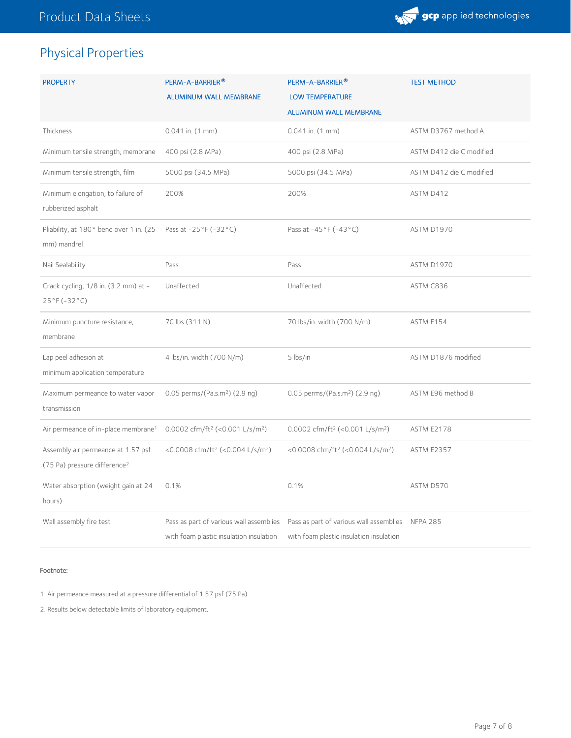## Physical Properties

| PROPERTY | PERM-A-BARRIER® ALUMINUM WALL MEMBRANE | PERM-A-BARRIER® LOW TEMPERATURE ALUMINUM WALL MEMBRANE | TEST METHOD |
|---|---|---|---|
| Thickness | 0.041 in. (1 mm) | 0.041 in. (1 mm) | ASTM D3767 method A |
| Minimum tensile strength, membrane | 400 psi (2.8 MPa) | 400 psi (2.8 MPa) | ASTM D412 die C modified |
| Minimum tensile strength, film | 5000 psi (34.5 MPa) | 5000 psi (34.5 MPa) | ASTM D412 die C modified |
| Minimum elongation, to failure of rubberized asphalt | 200% | 200% | ASTM D412 |
| Pliability, at 180° bend over 1 in. (25 mm) mandrel | Pass at -25°F (-32°C) | Pass at -45°F (-43°C) | ASTM D1970 |
| Nail Sealability | Pass | Pass | ASTM D1970 |
| Crack cycling, 1/8 in. (3.2 mm) at -25°F (-32°C) | Unaffected | Unaffected | ASTM C836 |
| Minimum puncture resistance, membrane | 70 lbs (311 N) | 70 lbs/in. width (700 N/m) | ASTM E154 |
| Lap peel adhesion at minimum application temperature | 4 lbs/in. width (700 N/m) | 5 lbs/in | ASTM D1876 modified |
| Maximum permeance to water vapor transmission | 0.05 perms/(Pa.s.m$^2$) (2.9 ng) | 0.05 perms/(Pa.s.m$^2$) (2.9 ng) | ASTM E96 method B |
| Air permeance of in-place membrane[1] | 0.0002 cfm/ft$^2$ (<0.001 L/s/m$^2$) | 0.0002 cfm/ft$^2$ (<0.001 L/s/m$^2$) | ASTM E2178 |
| Assembly air permeance at 1.57 psf (75 Pa) pressure difference[2] | <0.0008 cfm/ft$^2$ (<0.004 L/s/m$^2$) | <0.0008 cfm/ft$^2$ (<0.004 L/s/m$^2$) | ASTM E2357 |
| Water absorption (weight gain at 24 hours) | 0.1% | 0.1% | ASTM D570 |
| Wall assembly fire test | Pass as part of various wall assemblies with foam plastic insulation insulation | Pass as part of various wall assemblies with foam plastic insulation insulation | NFPA 285 |

Footnote:

1. Air permeance measured at a pressure differential of 1.57 psf (75 Pa).

2. Results below detectable limits of laboratory equipment.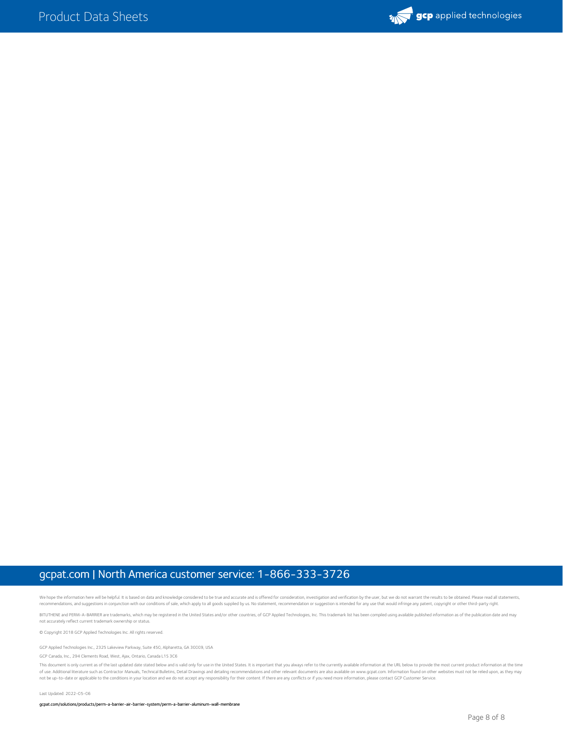gcpat.com | North America customer service: 1-866-333-3726

We hope the information here will be helpful. It is based on data and knowledge considered to be true and accurate and is offered for consideration, investigation and verification by the user, but we do not warrant the results to be obtained. Please read all statements, recommendations, and suggestions in conjunction with our conditions of sale, which apply to all goods supplied by us. No statement, recommendation or suggestion is intended for any use that would infringe any patent, copyright or other third-party right.

BITUTHENE and PERM-A-BARRIER are trademarks, which may be registered in the United States and/or other countries, of GCP Applied Technologies, Inc. This trademark list has been compiled using available published information as of the publication date and may not accurately reflect current trademark ownership or status.

© Copyright 2018 GCP Applied Technologies Inc. All rights reserved.

GCP Applied Technologies Inc., 2325 Lakeview Parkway, Suite 450, Alpharetta, GA 30009, USA

GCP Canada, Inc., 294 Clements Road, West, Ajax, Ontario, Canada L1S 3C6

This document is only current as of the last updated date stated below and is valid only for use in the United States. It is important that you always refer to the currently available information at the URL below to provide the most current product information at the time of use. Additional literature such as Contractor Manuals, Technical Bulletins, Detail Drawings and detailing recommendations and other relevant documents are also available on www.gcpat.com. Information found on other websites must not be relied upon, as they may not be up-to-date or applicable to the conditions in your location and we do not accept any responsibility for their content. If there are any conflicts or if you need more information, please contact GCP Customer Service.

Last Updated: 2022-05-06

gcpat.com/solutions/products/perm-a-barrier-air-barrier-system/perm-a-barrier-aluminum-wall-membrane